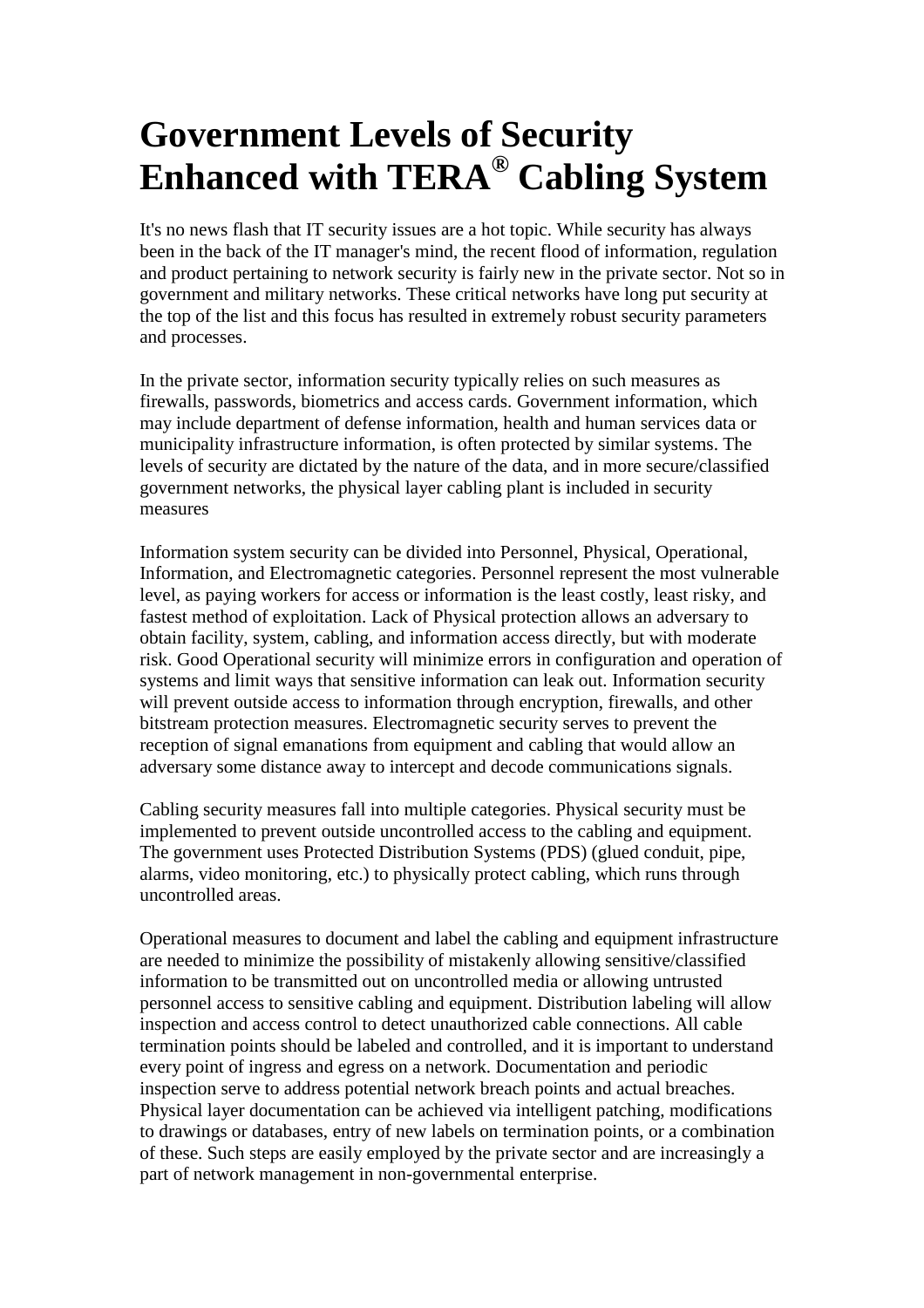# Government Levels of Security Enhanced with TERA® Cabling System

It's no news flash that IT security issues are a hot topic. While security has always been in the back of the IT manager's mind, the recent flood of information, regulation and product pertaining to network security is fairly new in the private sector. Not so in government and military networks. These critical networks have long put security at the top of the list and this focus has resulted in extremely robust security parameters and processes.

In the private sector, information security typically relies on such measures as firewalls, passwords, biometrics and access cards. Government information, which may include department of defense information, health and human services data or municipality infrastructure information, is often protected by similar systems. The levels of security are dictated by the nature of the data, and in more secure/classified government networks, the physical layer cabling plant is included in security measures

Information system security can be divided into Personnel, Physical, Operational, Information, and Electromagnetic categories. Personnel represent the most vulnerable level, as paying workers for access or information is the least costly, least risky, and fastest method of exploitation. Lack of Physical protection allows an adversary to obtain facility, system, cabling, and information access directly, but with moderate risk. Good Operational security will minimize errors in configuration and operation of systems and limit ways that sensitive information can leak out. Information security will prevent outside access to information through encryption, firewalls, and other bitstream protection measures. Electromagnetic security serves to prevent the reception of signal emanations from equipment and cabling that would allow an adversary some distance away to intercept and decode communications signals.

Cabling security measures fall into multiple categories. Physical security must be implemented to prevent outside uncontrolled access to the cabling and equipment. The government uses Protected Distribution Systems (PDS) (glued conduit, pipe, alarms, video monitoring, etc.) to physically protect cabling, which runs through uncontrolled areas.

Operational measures to document and label the cabling and equipment infrastructure are needed to minimize the possibility of mistakenly allowing sensitive/classified information to be transmitted out on uncontrolled media or allowing untrusted personnel access to sensitive cabling and equipment. Distribution labeling will allow inspection and access control to detect unauthorized cable connections. All cable termination points should be labeled and controlled, and it is important to understand every point of ingress and egress on a network. Documentation and periodic inspection serve to address potential network breach points and actual breaches. Physical layer documentation can be achieved via intelligent patching, modifications to drawings or databases, entry of new labels on termination points, or a combination of these. Such steps are easily employed by the private sector and are increasingly a part of network management in non-governmental enterprise.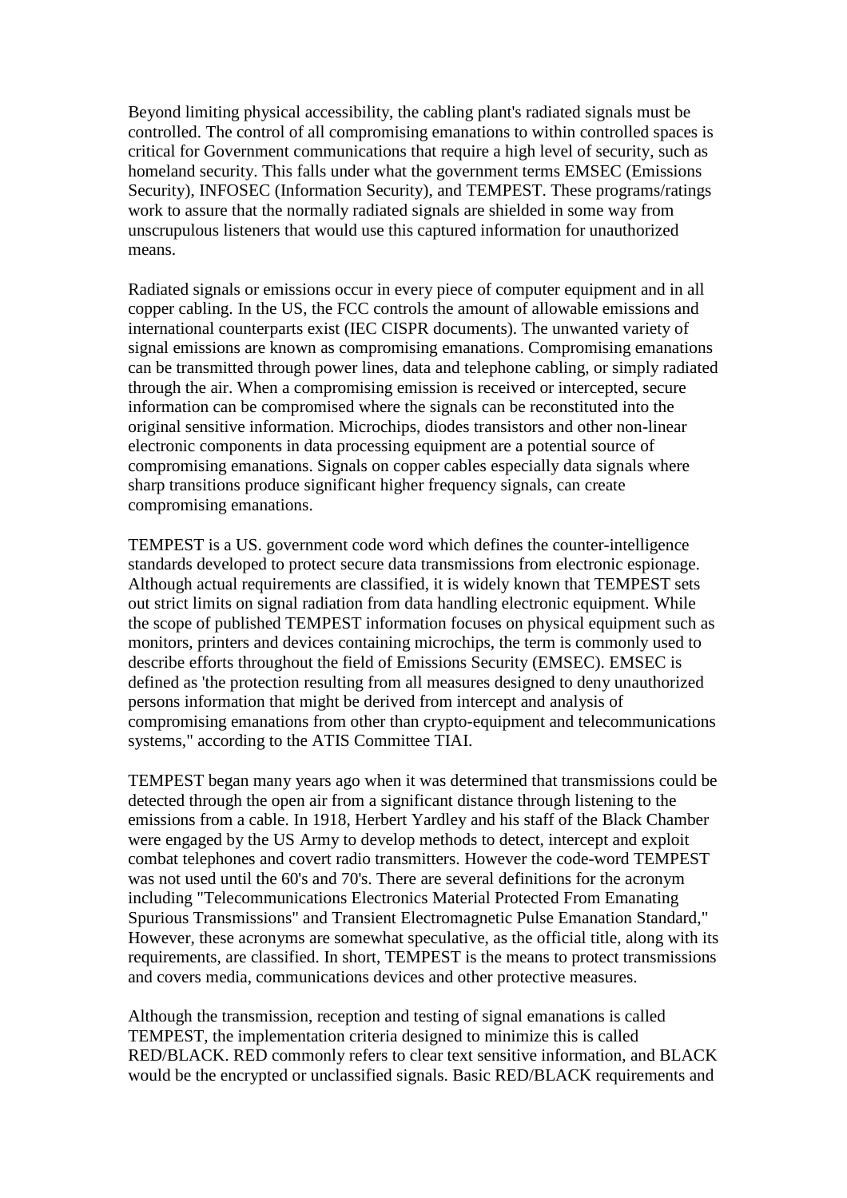Beyond limiting physical accessibility, the cabling plant's radiated signals must be controlled. The control of all compromising emanations to within controlled spaces is critical for Government communications that require a high level of security, such as homeland security. This falls under what the government terms EMSEC (Emissions Security), INFOSEC (Information Security), and TEMPEST. These programs/ratings work to assure that the normally radiated signals are shielded in some way from unscrupulous listeners that would use this captured information for unauthorized means.

Radiated signals or emissions occur in every piece of computer equipment and in all copper cabling. In the US, the FCC controls the amount of allowable emissions and international counterparts exist (IEC CISPR documents). The unwanted variety of signal emissions are known as compromising emanations. Compromising emanations can be transmitted through power lines, data and telephone cabling, or simply radiated through the air. When a compromising emission is received or intercepted, secure information can be compromised where the signals can be reconstituted into the original sensitive information. Microchips, diodes transistors and other non-linear electronic components in data processing equipment are a potential source of compromising emanations. Signals on copper cables especially data signals where sharp transitions produce significant higher frequency signals, can create compromising emanations.

TEMPEST is a US. government code word which defines the counter-intelligence standards developed to protect secure data transmissions from electronic espionage. Although actual requirements are classified, it is widely known that TEMPEST sets out strict limits on signal radiation from data handling electronic equipment. While the scope of published TEMPEST information focuses on physical equipment such as monitors, printers and devices containing microchips, the term is commonly used to describe efforts throughout the field of Emissions Security (EMSEC). EMSEC is defined as 'the protection resulting from all measures designed to deny unauthorized persons information that might be derived from intercept and analysis of compromising emanations from other than crypto-equipment and telecommunications systems," according to the ATIS Committee TIAI.

TEMPEST began many years ago when it was determined that transmissions could be detected through the open air from a significant distance through listening to the emissions from a cable. In 1918, Herbert Yardley and his staff of the Black Chamber were engaged by the US Army to develop methods to detect, intercept and exploit combat telephones and covert radio transmitters. However the code-word TEMPEST was not used until the 60's and 70's. There are several definitions for the acronym including "Telecommunications Electronics Material Protected From Emanating Spurious Transmissions" and Transient Electromagnetic Pulse Emanation Standard," However, these acronyms are somewhat speculative, as the official title, along with its requirements, are classified. In short, TEMPEST is the means to protect transmissions and covers media, communications devices and other protective measures.

Although the transmission, reception and testing of signal emanations is called TEMPEST, the implementation criteria designed to minimize this is called RED/BLACK. RED commonly refers to clear text sensitive information, and BLACK would be the encrypted or unclassified signals. Basic RED/BLACK requirements and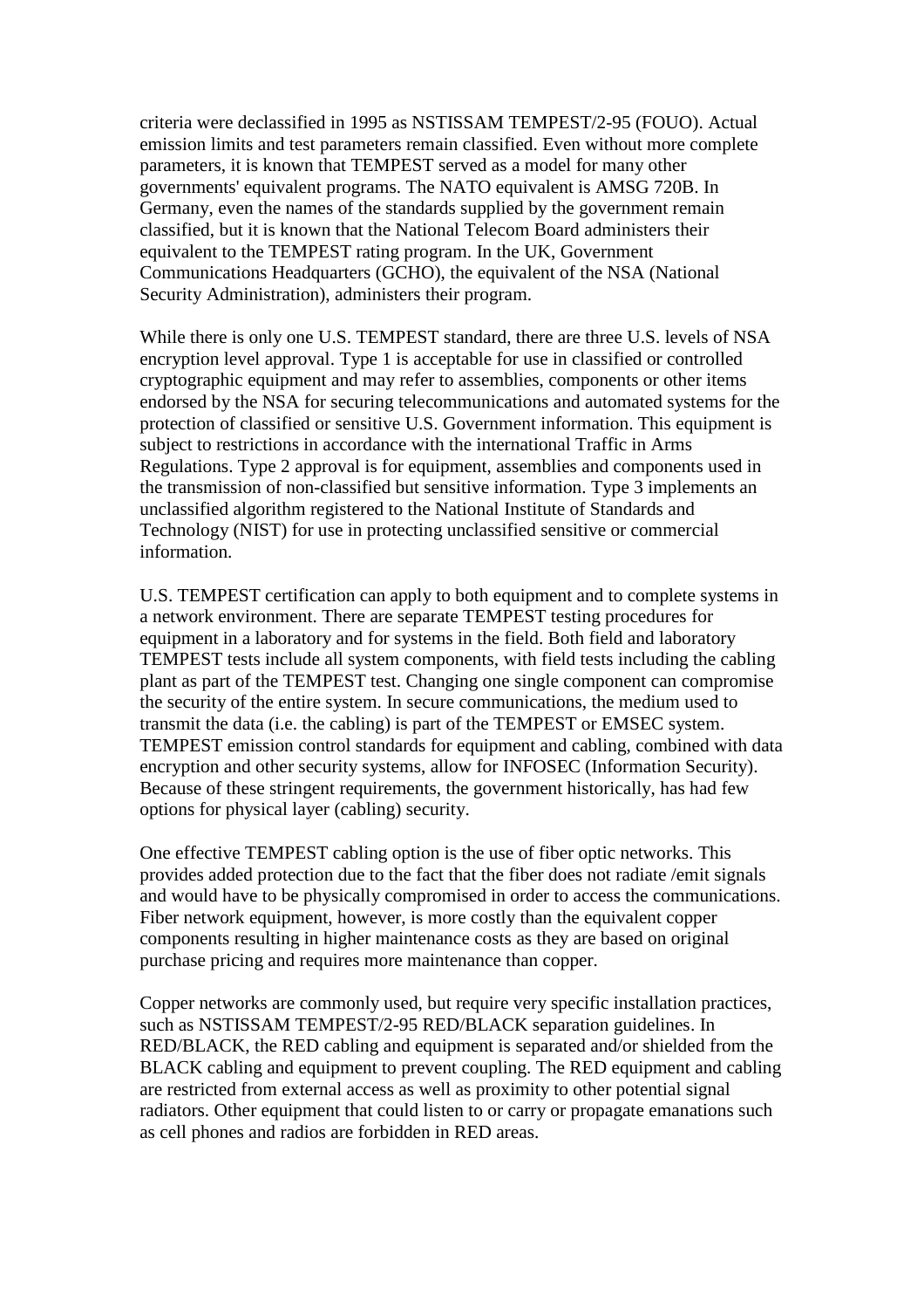criteria were declassified in 1995 as NSTISSAM TEMPEST/2-95 (FOUO). Actual emission limits and test parameters remain classified. Even without more complete parameters, it is known that TEMPEST served as a model for many other governments' equivalent programs. The NATO equivalent is AMSG 720B. In Germany, even the names of the standards supplied by the government remain classified, but it is known that the National Telecom Board administers their equivalent to the TEMPEST rating program. In the UK, Government Communications Headquarters (GCHO), the equivalent of the NSA (National Security Administration), administers their program.

While there is only one U.S. TEMPEST standard, there are three U.S. levels of NSA encryption level approval. Type 1 is acceptable for use in classified or controlled cryptographic equipment and may refer to assemblies, components or other items endorsed by the NSA for securing telecommunications and automated systems for the protection of classified or sensitive U.S. Government information. This equipment is subject to restrictions in accordance with the international Traffic in Arms Regulations. Type 2 approval is for equipment, assemblies and components used in the transmission of non-classified but sensitive information. Type 3 implements an unclassified algorithm registered to the National Institute of Standards and Technology (NIST) for use in protecting unclassified sensitive or commercial information.

U.S. TEMPEST certification can apply to both equipment and to complete systems in a network environment. There are separate TEMPEST testing procedures for equipment in a laboratory and for systems in the field. Both field and laboratory TEMPEST tests include all system components, with field tests including the cabling plant as part of the TEMPEST test. Changing one single component can compromise the security of the entire system. In secure communications, the medium used to transmit the data (i.e. the cabling) is part of the TEMPEST or EMSEC system. TEMPEST emission control standards for equipment and cabling, combined with data encryption and other security systems, allow for INFOSEC (Information Security). Because of these stringent requirements, the government historically, has had few options for physical layer (cabling) security.

One effective TEMPEST cabling option is the use of fiber optic networks. This provides added protection due to the fact that the fiber does not radiate /emit signals and would have to be physically compromised in order to access the communications. Fiber network equipment, however, is more costly than the equivalent copper components resulting in higher maintenance costs as they are based on original purchase pricing and requires more maintenance than copper.

Copper networks are commonly used, but require very specific installation practices, such as NSTISSAM TEMPEST/2-95 RED/BLACK separation guidelines. In RED/BLACK, the RED cabling and equipment is separated and/or shielded from the BLACK cabling and equipment to prevent coupling. The RED equipment and cabling are restricted from external access as well as proximity to other potential signal radiators. Other equipment that could listen to or carry or propagate emanations such as cell phones and radios are forbidden in RED areas.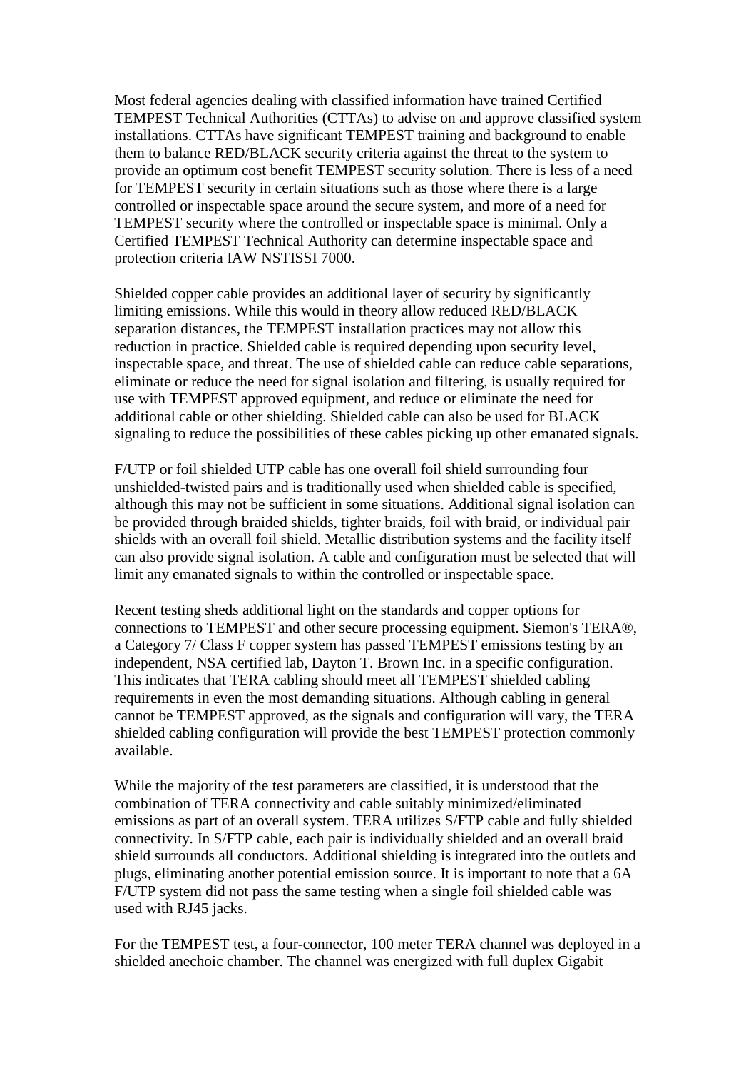Most federal agencies dealing with classified information have trained Certified TEMPEST Technical Authorities (CTTAs) to advise on and approve classified system installations. CTTAs have significant TEMPEST training and background to enable them to balance RED/BLACK security criteria against the threat to the system to provide an optimum cost benefit TEMPEST security solution. There is less of a need for TEMPEST security in certain situations such as those where there is a large controlled or inspectable space around the secure system, and more of a need for TEMPEST security where the controlled or inspectable space is minimal. Only a Certified TEMPEST Technical Authority can determine inspectable space and protection criteria IAW NSTISSI 7000.

Shielded copper cable provides an additional layer of security by significantly limiting emissions. While this would in theory allow reduced RED/BLACK separation distances, the TEMPEST installation practices may not allow this reduction in practice. Shielded cable is required depending upon security level, inspectable space, and threat. The use of shielded cable can reduce cable separations, eliminate or reduce the need for signal isolation and filtering, is usually required for use with TEMPEST approved equipment, and reduce or eliminate the need for additional cable or other shielding. Shielded cable can also be used for BLACK signaling to reduce the possibilities of these cables picking up other emanated signals.

F/UTP or foil shielded UTP cable has one overall foil shield surrounding four unshielded-twisted pairs and is traditionally used when shielded cable is specified, although this may not be sufficient in some situations. Additional signal isolation can be provided through braided shields, tighter braids, foil with braid, or individual pair shields with an overall foil shield. Metallic distribution systems and the facility itself can also provide signal isolation. A cable and configuration must be selected that will limit any emanated signals to within the controlled or inspectable space.

Recent testing sheds additional light on the standards and copper options for connections to TEMPEST and other secure processing equipment. Siemon's TERA®, a Category 7/ Class F copper system has passed TEMPEST emissions testing by an independent, NSA certified lab, Dayton T. Brown Inc. in a specific configuration. This indicates that TERA cabling should meet all TEMPEST shielded cabling requirements in even the most demanding situations. Although cabling in general cannot be TEMPEST approved, as the signals and configuration will vary, the TERA shielded cabling configuration will provide the best TEMPEST protection commonly available.

While the majority of the test parameters are classified, it is understood that the combination of TERA connectivity and cable suitably minimized/eliminated emissions as part of an overall system. TERA utilizes S/FTP cable and fully shielded connectivity. In S/FTP cable, each pair is individually shielded and an overall braid shield surrounds all conductors. Additional shielding is integrated into the outlets and plugs, eliminating another potential emission source. It is important to note that a 6A F/UTP system did not pass the same testing when a single foil shielded cable was used with RJ45 jacks.

For the TEMPEST test, a four-connector, 100 meter TERA channel was deployed in a shielded anechoic chamber. The channel was energized with full duplex Gigabit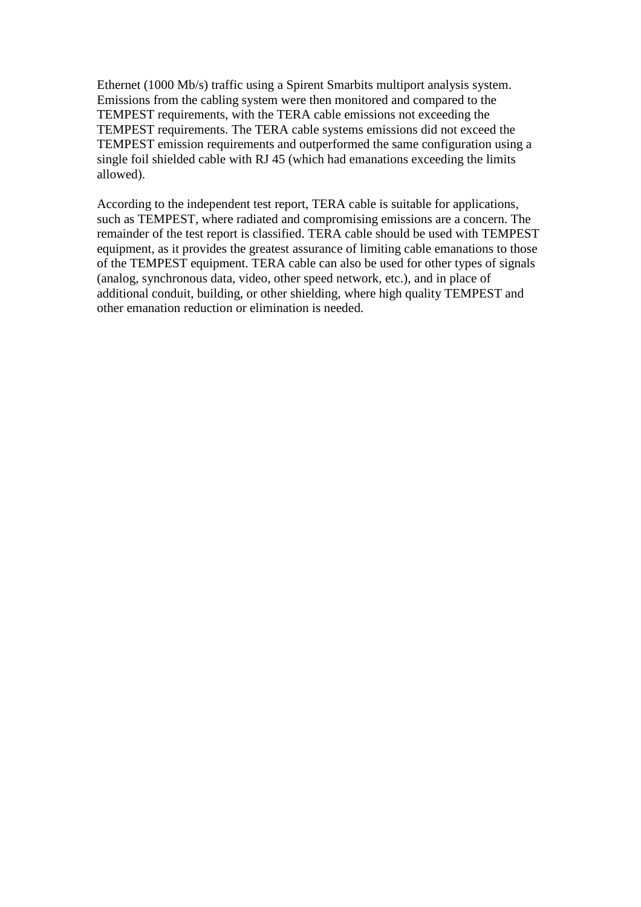Ethernet (1000 Mb/s) traffic using a Spirent Smarbits multiport analysis system. Emissions from the cabling system were then monitored and compared to the TEMPEST requirements, with the TERA cable emissions not exceeding the TEMPEST requirements. The TERA cable systems emissions did not exceed the TEMPEST emission requirements and outperformed the same configuration using a single foil shielded cable with RJ 45 (which had emanations exceeding the limits allowed).

According to the independent test report, TERA cable is suitable for applications, such as TEMPEST, where radiated and compromising emissions are a concern. The remainder of the test report is classified. TERA cable should be used with TEMPEST equipment, as it provides the greatest assurance of limiting cable emanations to those of the TEMPEST equipment. TERA cable can also be used for other types of signals (analog, synchronous data, video, other speed network, etc.), and in place of additional conduit, building, or other shielding, where high quality TEMPEST and other emanation reduction or elimination is needed.